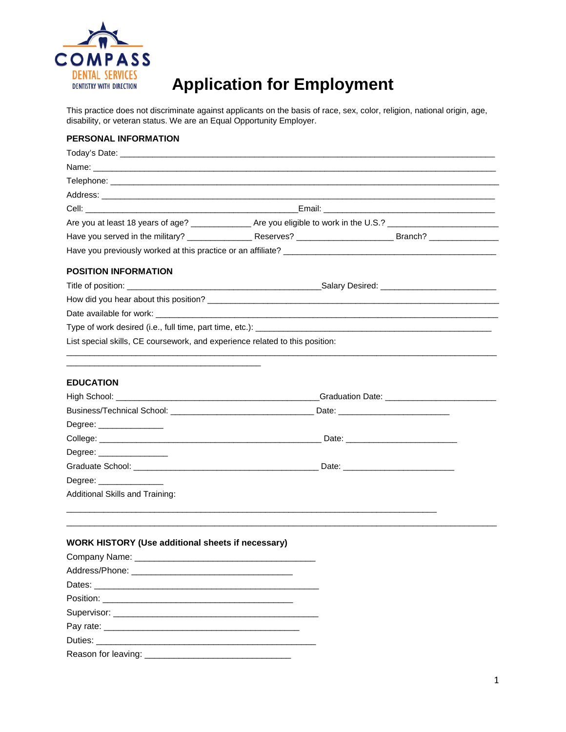COMPASS DENTAL SERVICES
DENTISTRY WITH DIRECTION

# Application for Employment

This practice does not discriminate against applicants on the basis of race, sex, color, religion, national origin, age, disability, or veteran status. We are an Equal Opportunity Employer.

## PERSONAL INFORMATION

Today's Date: ____________________________________________________________________________

Name: ________________________________________________________________________________

Telephone: _____________________________________________________________________________

Address: _______________________________________________________________________________

Cell: ____________________________________________Email: __________________________________

Are you at least 18 years of age? ____________ Are you eligible to work in the U.S.? ______________________

Have you served in the military? _____________ Reserves? ___________________ Branch? ______________

Have you previously worked at this practice or an affiliate? ____________________________________________

## POSITION INFORMATION

Title of position: ________________________________________Salary Desired: _______________________

How did you hear about this position? ____________________________________________________________

Date available for work: ________________________________________________________________________

Type of work desired (i.e., full time, part time, etc.): _________________________________________________

List special skills, CE coursework, and experience related to this position:

__________________________________________________________________________________________

________________________________________

## EDUCATION

High School: __________________________________________Graduation Date: ______________________

Business/Technical School: _____________________________ Date: _______________________

Degree: ______________

College: _____________________________________________ Date: _______________________

Degree: _______________

Graduate School: ______________________________________ Date: _______________________

Degree: ______________

Additional Skills and Training:

____________________________________________________________________________

__________________________________________________________________________________________

## WORK HISTORY (Use additional sheets if necessary)

Company Name: _____________________________________

Address/Phone: _________________________________

Dates: _____________________________________________

Position: _______________________________________

Supervisor: ________________________________________

Pay rate: ________________________________________

Duties: _____________________________________________

Reason for leaving: ______________________________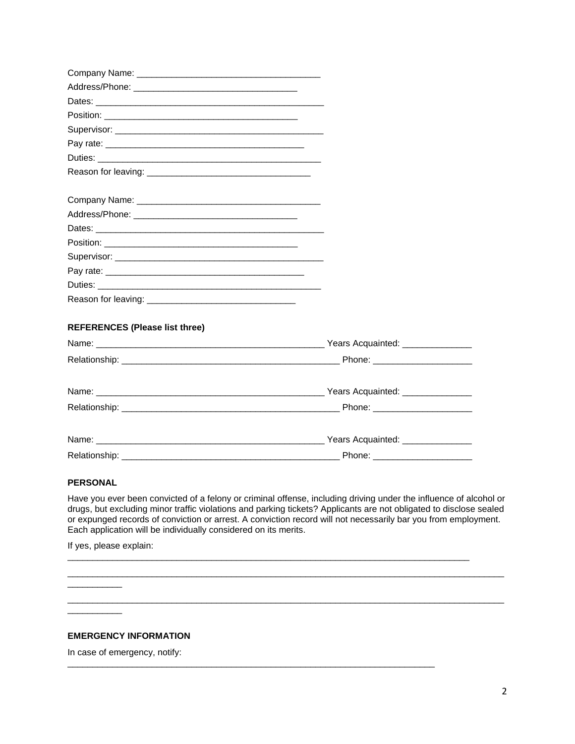Company Name: _____________________________________

Address/Phone: _________________________________

Dates: _______________________________________________

Position: _______________________________________

Supervisor: ___________________________________________

Pay rate: ________________________________________

Duties: _____________________________________________

Reason for leaving: _________________________________

Company Name: _____________________________________

Address/Phone: _________________________________

Dates: _______________________________________________

Position: _______________________________________

Supervisor: ___________________________________________

Pay rate: ________________________________________

Duties: _____________________________________________

Reason for leaving: ______________________________

**REFERENCES (Please list three)**

Name: ______________________________________________ Years Acquainted: ______________

Relationship: ____________________________________________ Phone: ____________________

Name: ______________________________________________ Years Acquainted: ______________

Relationship: ____________________________________________ Phone: ____________________

Name: ______________________________________________ Years Acquainted: ______________

Relationship: ____________________________________________ Phone: ____________________

**PERSONAL**

Have you ever been convicted of a felony or criminal offense, including driving under the influence of alcohol or drugs, but excluding minor traffic violations and parking tickets? Applicants are not obligated to disclose sealed or expunged records of conviction or arrest. A conviction record will not necessarily bar you from employment. Each application will be individually considered on its merits.

If yes, please explain:

_________________________________________________________________________________

_____________________________________________________________________________________________

_____________________________________________________________________________________________

**EMERGENCY INFORMATION**

In case of emergency, notify:

___________________________________________________________________________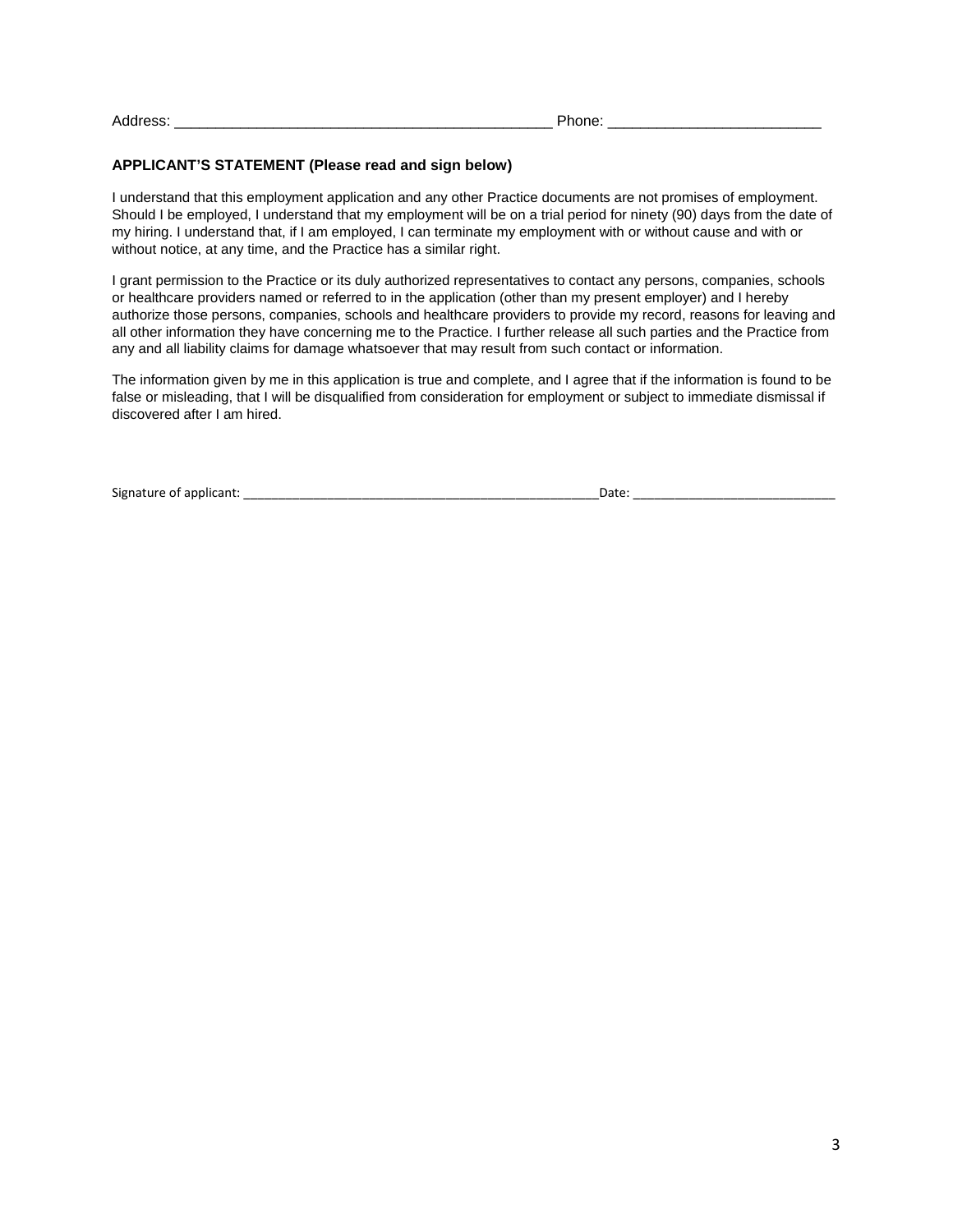Address: _______________________________________________ Phone: __________________________

**APPLICANT'S STATEMENT (Please read and sign below)**

I understand that this employment application and any other Practice documents are not promises of employment. Should I be employed, I understand that my employment will be on a trial period for ninety (90) days from the date of my hiring. I understand that, if I am employed, I can terminate my employment with or without cause and with or without notice, at any time, and the Practice has a similar right.

I grant permission to the Practice or its duly authorized representatives to contact any persons, companies, schools or healthcare providers named or referred to in the application (other than my present employer) and I hereby authorize those persons, companies, schools and healthcare providers to provide my record, reasons for leaving and all other information they have concerning me to the Practice. I further release all such parties and the Practice from any and all liability claims for damage whatsoever that may result from such contact or information.

The information given by me in this application is true and complete, and I agree that if the information is found to be false or misleading, that I will be disqualified from consideration for employment or subject to immediate dismissal if discovered after I am hired.

Signature of applicant: ____________________________________________________Date: ____________________________